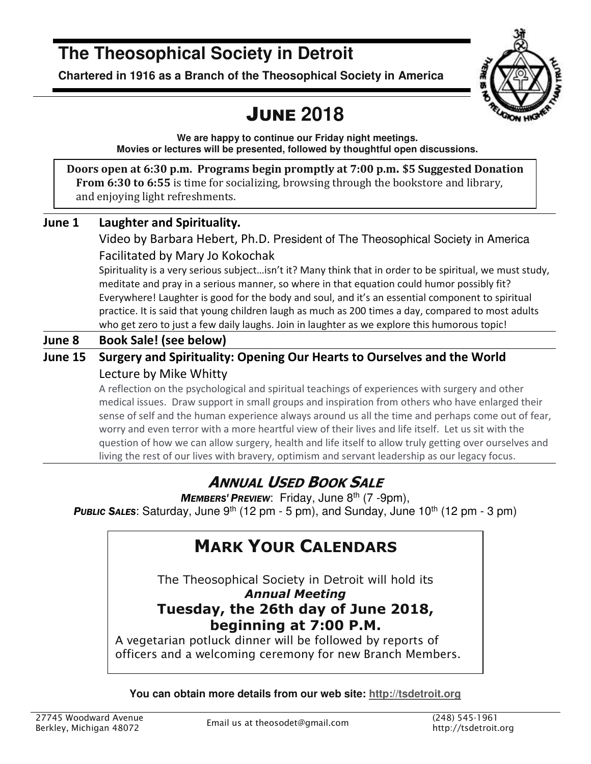# The Theosophical Society in Detroit

**Chartered in 1916 as a Branch of the Theosophical Society in America**

## June 2018

**We are happy to continue our Friday night meetings.**
**Movies or lectures will be presented, followed by thoughtful open discussions.**

**Doors open at 6:30 p.m. Programs begin promptly at 7:00 p.m. $5 Suggested Donation**
**From 6:30 to 6:55** is time for socializing, browsing through the bookstore and library, and enjoying light refreshments.

**June 1 — Laughter and Spirituality.**

Video by Barbara Hebert, Ph.D. President of The Theosophical Society in America

Facilitated by Mary Jo Kokochak

Spirituality is a very serious subject…isn't it? Many think that in order to be spiritual, we must study, meditate and pray in a serious manner, so where in that equation could humor possibly fit? Everywhere! Laughter is good for the body and soul, and it's an essential component to spiritual practice. It is said that young children laugh as much as 200 times a day, compared to most adults who get zero to just a few daily laughs. Join in laughter as we explore this humorous topic!

**June 8 — Book Sale! (see below)**

**June 15 — Surgery and Spirituality: Opening Our Hearts to Ourselves and the World**

Lecture by Mike Whitty

A reflection on the psychological and spiritual teachings of experiences with surgery and other medical issues. Draw support in small groups and inspiration from others who have enlarged their sense of self and the human experience always around us all the time and perhaps come out of fear, worry and even terror with a more heartful view of their lives and life itself. Let us sit with the question of how we can allow surgery, health and life itself to allow truly getting over ourselves and living the rest of our lives with bravery, optimism and servant leadership as our legacy focus.

## *Annual Used Book Sale*

***Members' Preview***: Friday, June 8th (7 -9pm),
***Public Sales***: Saturday, June 9th (12 pm - 5 pm), and Sunday, June 10th (12 pm - 3 pm)

## Mark Your Calendars

The Theosophical Society in Detroit will hold its
***Annual Meeting***
**Tuesday, the 26th day of June 2018, beginning at 7:00 P.M.**

A vegetarian potluck dinner will be followed by reports of officers and a welcoming ceremony for new Branch Members.

**You can obtain more details from our web site: http://tsdetroit.org**

27745 Woodward Avenue
Berkley, Michigan 48072

Email us at theosodet@gmail.com

(248) 545-1961
http://tsdetroit.org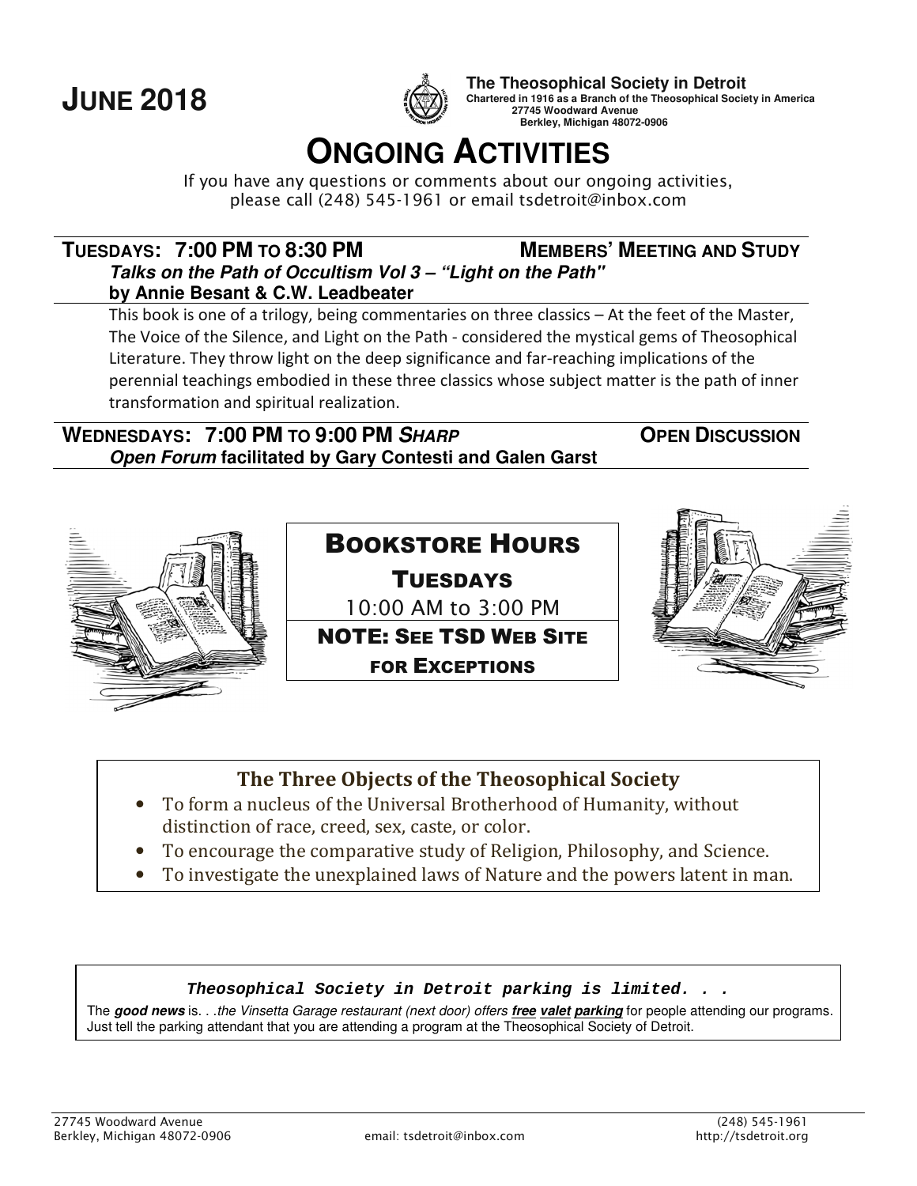# JUNE 2018

**The Theosophical Society in Detroit**
**Chartered in 1916 as a Branch of the Theosophical Society in America**
**27745 Woodward Avenue**
**Berkley, Michigan 48072-0906**

# ONGOING ACTIVITIES

If you have any questions or comments about our ongoing activities, please call (248) 545-1961 or email tsdetroit@inbox.com

## TUESDAYS: 7:00 PM TO 8:30 PM — MEMBERS' MEETING AND STUDY

***Talks on the Path of Occultism Vol 3 – "Light on the Path"***
**by Annie Besant & C.W. Leadbeater**

This book is one of a trilogy, being commentaries on three classics – At the feet of the Master, The Voice of the Silence, and Light on the Path - considered the mystical gems of Theosophical Literature. They throw light on the deep significance and far-reaching implications of the perennial teachings embodied in these three classics whose subject matter is the path of inner transformation and spiritual realization.

## WEDNESDAYS: 7:00 PM TO 9:00 PM *SHARP* — OPEN DISCUSSION

***Open Forum*** **facilitated by Gary Contesti and Galen Garst**

## BOOKSTORE HOURS

**TUESDAYS**

10:00 AM to 3:00 PM

**NOTE: SEE TSD WEB SITE FOR EXCEPTIONS**

## The Three Objects of the Theosophical Society

- To form a nucleus of the Universal Brotherhood of Humanity, without distinction of race, creed, sex, caste, or color.
- To encourage the comparative study of Religion, Philosophy, and Science.
- To investigate the unexplained laws of Nature and the powers latent in man.

***Theosophical Society in Detroit parking is limited. . .***

The ***good news*** is. . .*the Vinsetta Garage restaurant (next door) offers* ***free valet parking*** for people attending our programs. Just tell the parking attendant that you are attending a program at the Theosophical Society of Detroit.

27745 Woodward Avenue
Berkley, Michigan 48072-0906
email: tsdetroit@inbox.com
(248) 545-1961
http://tsdetroit.org